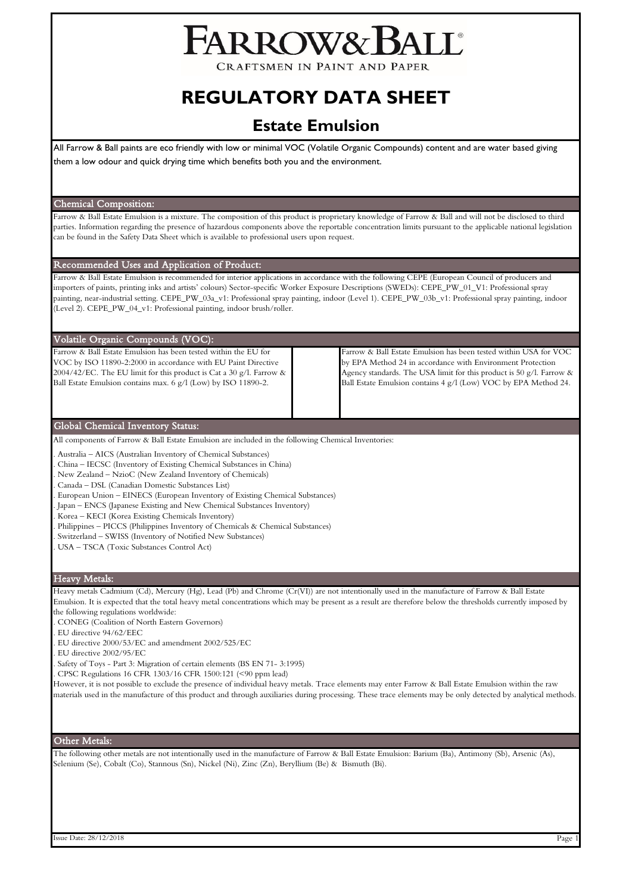# FARROW&BALL®

CRAFTSMEN IN PAINT AND PAPER

# REGULATORY DATA SHEET

## Estate Emulsion

All Farrow & Ball paints are eco friendly with low or minimal VOC (Volatile Organic Compounds) content and are water based giving them a low odour and quick drying time which benefits both you and the environment.

### Chemical Composition:

Farrow & Ball Estate Emulsion is a mixture. The composition of this product is proprietary knowledge of Farrow & Ball and will not be disclosed to third parties. Information regarding the presence of hazardous components above the reportable concentration limits pursuant to the applicable national legislation can be found in the Safety Data Sheet which is available to professional users upon request.

### Recommended Uses and Application of Product:

Farrow & Ball Estate Emulsion is recommended for interior applications in accordance with the following CEPE (European Council of producers and importers of paints, printing inks and artists' colours) Sector-specific Worker Exposure Descriptions (SWEDs): CEPE_PW_01_V1: Professional spray painting, near-industrial setting. CEPE_PW_03a_v1: Professional spray painting, indoor (Level 1). CEPE_PW_03b_v1: Professional spray painting, indoor (Level 2). CEPE_PW_04_v1: Professional painting, indoor brush/roller.

### Volatile Organic Compounds (VOC):

Farrow & Ball Estate Emulsion has been tested within the EU for VOC by ISO 11890-2:2000 in accordance with EU Paint Directive 2004/42/EC. The EU limit for this product is Cat a 30 g/l. Farrow & Ball Estate Emulsion contains max. 6 g/l (Low) by ISO 11890-2.

Farrow & Ball Estate Emulsion has been tested within USA for VOC by EPA Method 24 in accordance with Environment Protection Agency standards. The USA limit for this product is 50 g/l. Farrow & Ball Estate Emulsion contains 4 g/l (Low) VOC by EPA Method 24.

### Global Chemical Inventory Status:

All components of Farrow & Ball Estate Emulsion are included in the following Chemical Inventories:

- Australia – AICS (Australian Inventory of Chemical Substances)
- China – IECSC (Inventory of Existing Chemical Substances in China)
- New Zealand – NzioC (New Zealand Inventory of Chemicals)
- Canada – DSL (Canadian Domestic Substances List)
- European Union – EINECS (European Inventory of Existing Chemical Substances)
- Japan – ENCS (Japanese Existing and New Chemical Substances Inventory)
- Korea – KECI (Korea Existing Chemicals Inventory)
- Philippines – PICCS (Philippines Inventory of Chemicals & Chemical Substances)
- Switzerland – SWISS (Inventory of Notified New Substances)
- USA – TSCA (Toxic Substances Control Act)

### Heavy Metals:

Heavy metals Cadmium (Cd), Mercury (Hg), Lead (Pb) and Chrome (Cr(VI)) are not intentionally used in the manufacture of Farrow & Ball Estate Emulsion. It is expected that the total heavy metal concentrations which may be present as a result are therefore below the thresholds currently imposed by the following regulations worldwide:

- CONEG (Coalition of North Eastern Governors)
- EU directive 94/62/EEC
- EU directive 2000/53/EC and amendment 2002/525/EC
- EU directive 2002/95/EC
- Safety of Toys - Part 3: Migration of certain elements (BS EN 71- 3:1995)
- CPSC Regulations 16 CFR 1303/16 CFR 1500:121 (<90 ppm lead)

However, it is not possible to exclude the presence of individual heavy metals. Trace elements may enter Farrow & Ball Estate Emulsion within the raw materials used in the manufacture of this product and through auxiliaries during processing. These trace elements may be only detected by analytical methods.

### Other Metals:

The following other metals are not intentionally used in the manufacture of Farrow & Ball Estate Emulsion: Barium (Ba), Antimony (Sb), Arsenic (As), Selenium (Se), Cobalt (Co), Stannous (Sn), Nickel (Ni), Zinc (Zn), Beryllium (Be) & Bismuth (Bi).

Issue Date: 28/12/2018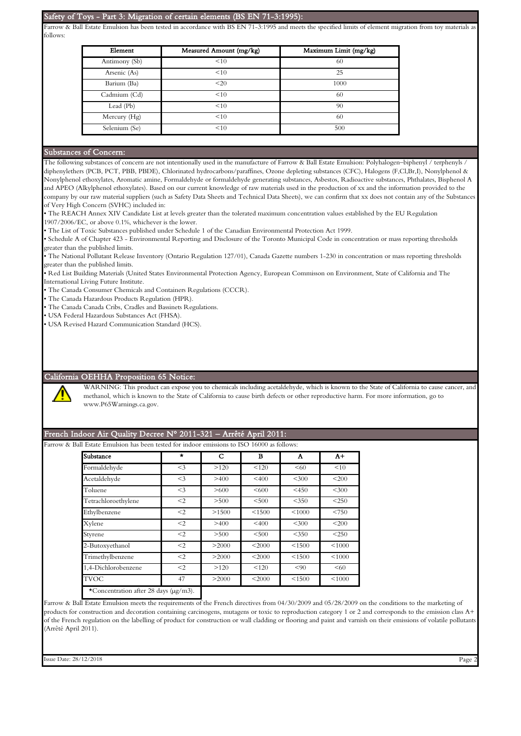## Safety of Toys - Part 3: Migration of certain elements (BS EN 71-3:1995):

Farrow & Ball Estate Emulsion has been tested in accordance with BS EN 71-3:1995 and meets the specified limits of element migration from toy materials as follows:

| Element | Measured Amount (mg/kg) | Maximum Limit (mg/kg) |
| --- | --- | --- |
| Antimony (Sb) | <10 | 60 |
| Arsenic (As) | <10 | 25 |
| Barium (Ba) | <20 | 1000 |
| Cadmium (Cd) | <10 | 60 |
| Lead (Pb) | <10 | 90 |
| Mercury (Hg) | <10 | 60 |
| Selenium (Se) | <10 | 500 |

## Substances of Concern:

The following substances of concern are not intentionally used in the manufacture of Farrow & Ball Estate Emulsion: Polyhalogen–biphenyl / terphenyls / diphenylethers (PCB, PCT, PBB, PBDE), Chlorinated hydrocarbons/paraffines, Ozone depleting substances (CFC), Halogens (F,Cl,Br,I), Nonylphenol & Nonylphenol ethoxylates, Aromatic amine, Formaldehyde or formaldehyde generating substances, Asbestos, Radioactive substances, Phthalates, Bisphenol A and APEO (Alkylphenol ethoxylates). Based on our current knowledge of raw materials used in the production of xx and the information provided to the company by our raw material suppliers (such as Safety Data Sheets and Technical Data Sheets), we can confirm that xx does not contain any of the Substances of Very High Concern (SVHC) included in:

- The REACH Annex XIV Candidate List at levels greater than the tolerated maximum concentration values established by the EU Regulation 1907/2006/EC, or above 0.1%, whichever is the lower.
- The List of Toxic Substances published under Schedule 1 of the Canadian Environmental Protection Act 1999.
- Schedule A of Chapter 423 - Environmental Reporting and Disclosure of the Toronto Municipal Code in concentration or mass reporting thresholds greater than the published limits.
- The National Pollutant Release Inventory (Ontario Regulation 127/01), Canada Gazette numbers 1-230 in concentration or mass reporting thresholds greater than the published limits.
- Red List Building Materials (United States Environmental Protection Agency, European Commisson on Environment, State of California and The International Living Future Institute.
- The Canada Consumer Chemicals and Containers Regulations (CCCR).
- The Canada Hazardous Products Regulation (HPR).
- The Canada Canada Cribs, Cradles and Bassinets Regulations.
- USA Federal Hazardous Substances Act (FHSA).
- USA Revised Hazard Communication Standard (HCS).

## California OEHHA Proposition 65 Notice:

WARNING: This product can expose you to chemicals including acetaldehyde, which is known to the State of California to cause cancer, and methanol, which is known to the State of California to cause birth defects or other reproductive harm. For more information, go to www.P65Warnings.ca.gov.

## French Indoor Air Quality Decree N° 2011-321 – Arrêté April 2011:

Farrow & Ball Estate Emulsion has been tested for indoor emissions to ISO 16000 as follows:

| Substance | * | C | B | A | A+ |
| --- | --- | --- | --- | --- | --- |
| Formaldehyde | <3 | >120 | <120 | <60 | <10 |
| Acetaldehyde | <3 | >400 | <400 | <300 | <200 |
| Toluene | <3 | >600 | <600 | <450 | <300 |
| Tetrachloroethylene | <2 | >500 | <500 | <350 | <250 |
| Ethylbenzene | <2 | >1500 | <1500 | <1000 | <750 |
| Xylene | <2 | >400 | <400 | <300 | <200 |
| Styrene | <2 | >500 | <500 | <350 | <250 |
| 2-Butoxyethanol | <2 | >2000 | <2000 | <1500 | <1000 |
| Trimethylbenzene | <2 | >2000 | <2000 | <1500 | <1000 |
| 1,4-Dichlorobenzene | <2 | >120 | <120 | <90 | <60 |
| TVOC | 47 | >2000 | <2000 | <1500 | <1000 |

*Concentration after 28 days (µg/m3).

Farrow & Ball Estate Emulsion meets the requirements of the French directives from 04/30/2009 and 05/28/2009 on the conditions to the marketing of products for construction and decoration containing carcinogens, mutagens or toxic to reproduction category 1 or 2 and corresponds to the emission class A+ of the French regulation on the labelling of product for construction or wall cladding or flooring and paint and varnish on their emissions of volatile pollutants (Arrêté April 2011).

Issue Date: 28/12/2018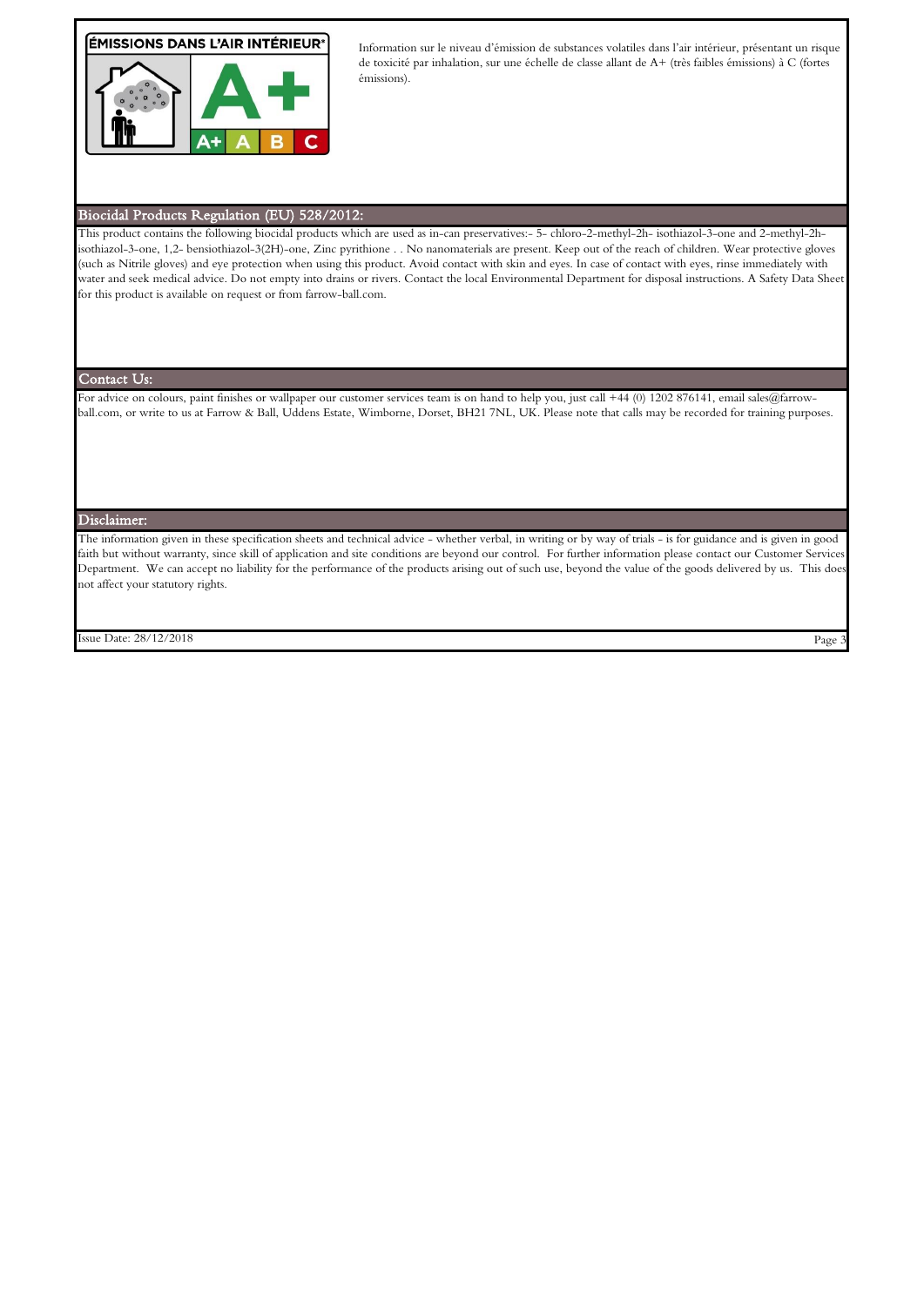**ÉMISSIONS DANS L'AIR INTÉRIEUR***

A+ | A | B | C

Information sur le niveau d'émission de substances volatiles dans l'air intérieur, présentant un risque de toxicité par inhalation, sur une échelle de classe allant de A+ (très faibles émissions) à C (fortes émissions).

## Biocidal Products Regulation (EU) 528/2012:

This product contains the following biocidal products which are used as in-can preservatives:- 5- chloro-2-methyl-2h- isothiazol-3-one and 2-methyl-2h-isothiazol-3-one, 1,2- bensiothiazol-3(2H)-one, Zinc pyrithione . . No nanomaterials are present. Keep out of the reach of children. Wear protective gloves (such as Nitrile gloves) and eye protection when using this product. Avoid contact with skin and eyes. In case of contact with eyes, rinse immediately with water and seek medical advice. Do not empty into drains or rivers. Contact the local Environmental Department for disposal instructions. A Safety Data Sheet for this product is available on request or from farrow-ball.com.

## Contact Us:

For advice on colours, paint finishes or wallpaper our customer services team is on hand to help you, just call +44 (0) 1202 876141, email sales@farrow-ball.com, or write to us at Farrow & Ball, Uddens Estate, Wimborne, Dorset, BH21 7NL, UK. Please note that calls may be recorded for training purposes.

## Disclaimer:

The information given in these specification sheets and technical advice - whether verbal, in writing or by way of trials - is for guidance and is given in good faith but without warranty, since skill of application and site conditions are beyond our control. For further information please contact our Customer Services Department. We can accept no liability for the performance of the products arising out of such use, beyond the value of the goods delivered by us. This does not affect your statutory rights.

Issue Date: 28/12/2018